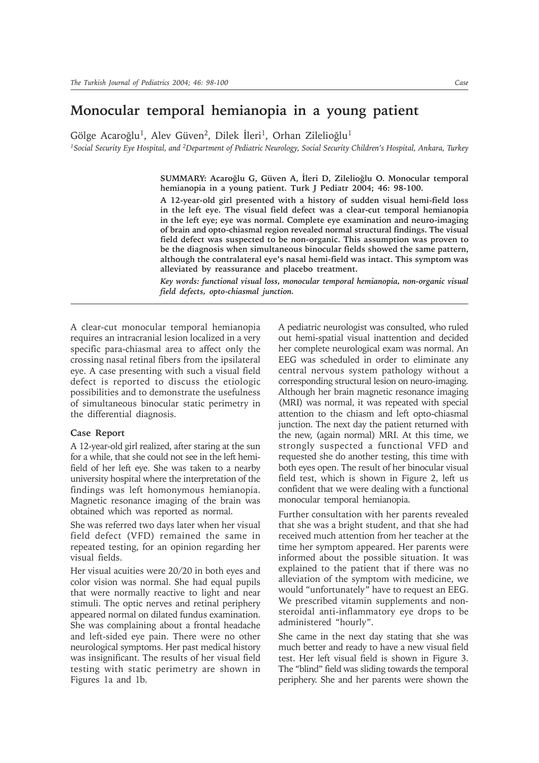# Monocular temporal hemianopia in a young patient

Gölge Acaroğlu[1], Alev Güven[2], Dilek İleri[1], Orhan Zilelioğlu[1]

*[1]Social Security Eye Hospital, and [2]Department of Pediatric Neurology, Social Security Children's Hospital, Ankara, Turkey*

**SUMMARY: Acaroğlu G, Güven A, İleri D, Zilelioğlu O. Monocular temporal hemianopia in a young patient. Turk J Pediatr 2004; 46: 98-100.**

**A 12-year-old girl presented with a history of sudden visual hemi-field loss in the left eye. The visual field defect was a clear-cut temporal hemianopia in the left eye; eye was normal. Complete eye examination and neuro-imaging of brain and opto-chiasmal region revealed normal structural findings. The visual field defect was suspected to be non-organic. This assumption was proven to be the diagnosis when simultaneous binocular fields showed the same pattern, although the contralateral eye's nasal hemi-field was intact. This symptom was alleviated by reassurance and placebo treatment.**

***Key words: functional visual loss, monocular temporal hemianopia, non-organic visual field defects, opto-chiasmal junction.***

A clear-cut monocular temporal hemianopia requires an intracranial lesion localized in a very specific para-chiasmal area to affect only the crossing nasal retinal fibers from the ipsilateral eye. A case presenting with such a visual field defect is reported to discuss the etiologic possibilities and to demonstrate the usefulness of simultaneous binocular static perimetry in the differential diagnosis.

## Case Report

A 12-year-old girl realized, after staring at the sun for a while, that she could not see in the left hemi-field of her left eye. She was taken to a nearby university hospital where the interpretation of the findings was left homonymous hemianopia. Magnetic resonance imaging of the brain was obtained which was reported as normal.

She was referred two days later when her visual field defect (VFD) remained the same in repeated testing, for an opinion regarding her visual fields.

Her visual acuities were 20/20 in both eyes and color vision was normal. She had equal pupils that were normally reactive to light and near stimuli. The optic nerves and retinal periphery appeared normal on dilated fundus examination. She was complaining about a frontal headache and left-sided eye pain. There were no other neurological symptoms. Her past medical history was insignificant. The results of her visual field testing with static perimetry are shown in Figures 1a and 1b.

A pediatric neurologist was consulted, who ruled out hemi-spatial visual inattention and decided her complete neurological exam was normal. An EEG was scheduled in order to eliminate any central nervous system pathology without a corresponding structural lesion on neuro-imaging. Although her brain magnetic resonance imaging (MRI) was normal, it was repeated with special attention to the chiasm and left opto-chiasmal junction. The next day the patient returned with the new, (again normal) MRI. At this time, we strongly suspected a functional VFD and requested she do another testing, this time with both eyes open. The result of her binocular visual field test, which is shown in Figure 2, left us confident that we were dealing with a functional monocular temporal hemianopia.

Further consultation with her parents revealed that she was a bright student, and that she had received much attention from her teacher at the time her symptom appeared. Her parents were informed about the possible situation. It was explained to the patient that if there was no alleviation of the symptom with medicine, we would "unfortunately" have to request an EEG. We prescribed vitamin supplements and non-steroidal anti-inflammatory eye drops to be administered "hourly".

She came in the next day stating that she was much better and ready to have a new visual field test. Her left visual field is shown in Figure 3. The "blind" field was sliding towards the temporal periphery. She and her parents were shown the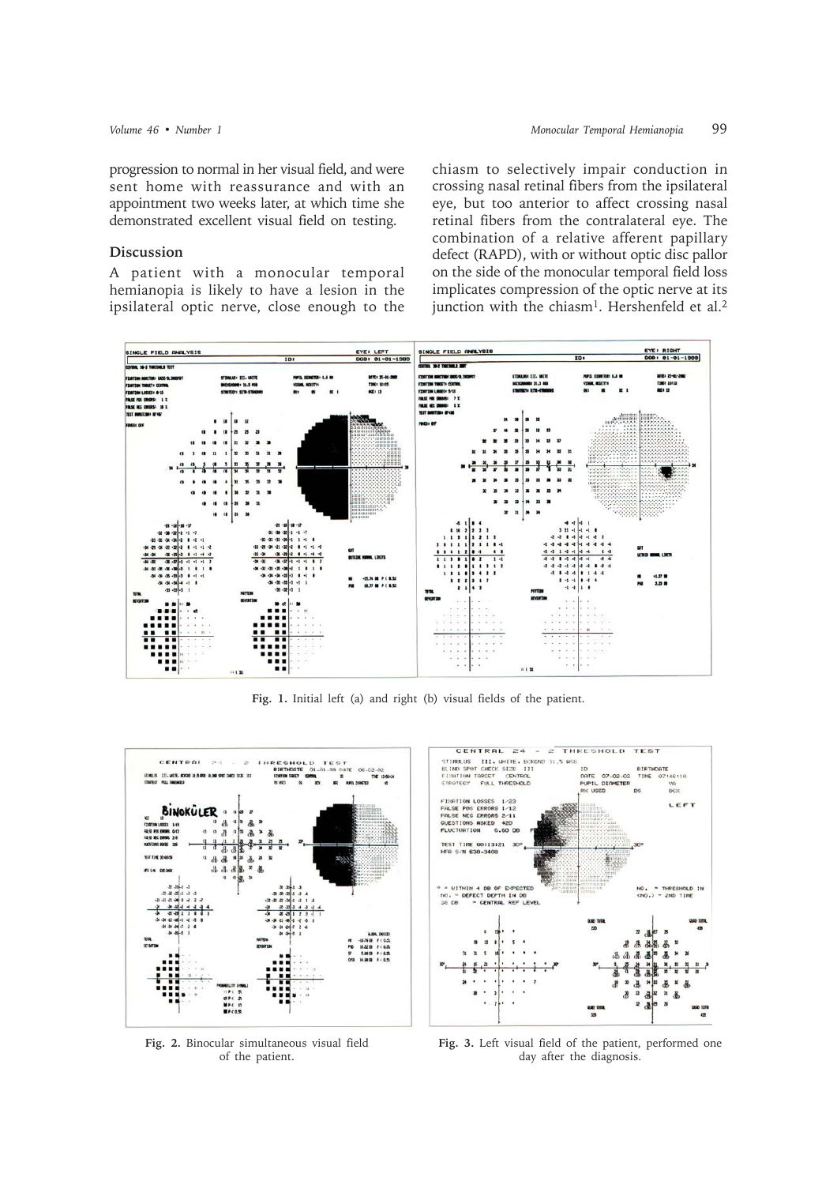progression to normal in her visual field, and were sent home with reassurance and with an appointment two weeks later, at which time she demonstrated excellent visual field on testing.

## Discussion

A patient with a monocular temporal hemianopia is likely to have a lesion in the ipsilateral optic nerve, close enough to the chiasm to selectively impair conduction in crossing nasal retinal fibers from the ipsilateral eye, but too anterior to affect crossing nasal retinal fibers from the contralateral eye. The combination of a relative afferent papillary defect (RAPD), with or without optic disc pallor on the side of the monocular temporal field loss implicates compression of the optic nerve at its junction with the chiasm[1]. Hershenfeld et al.[2]

Fig. 1. Initial left (a) and right (b) visual fields of the patient.

Fig. 2. Binocular simultaneous visual field of the patient.

Fig. 3. Left visual field of the patient, performed one day after the diagnosis.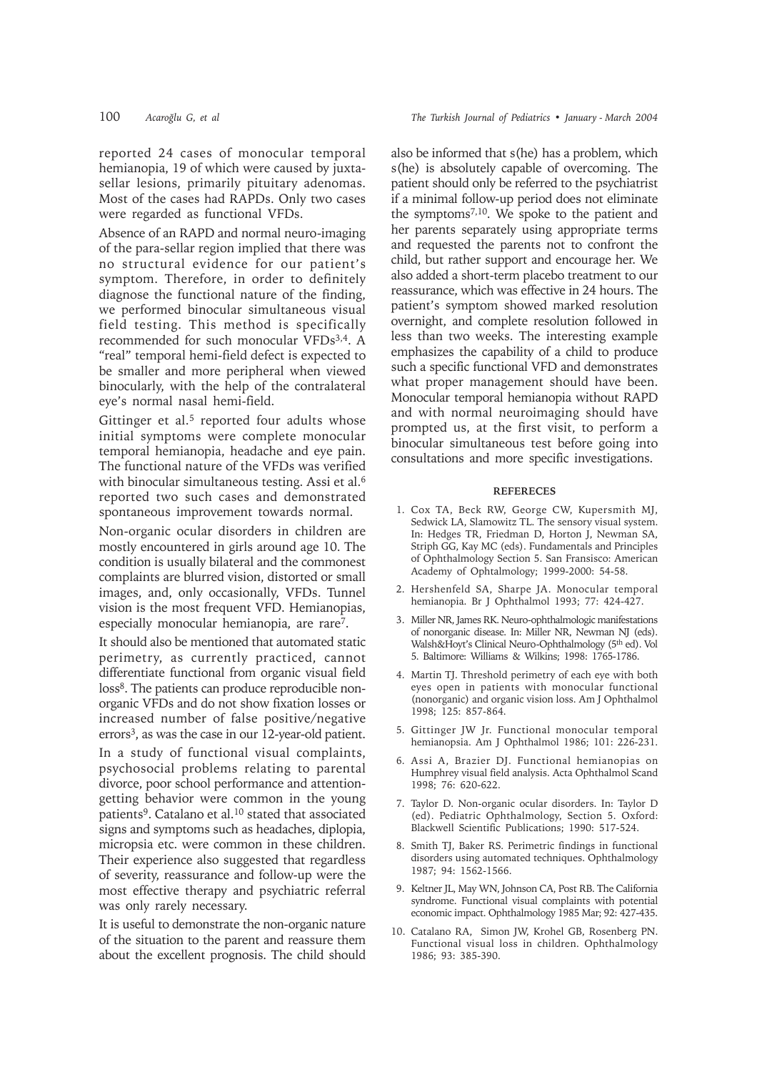reported 24 cases of monocular temporal hemianopia, 19 of which were caused by juxta-sellar lesions, primarily pituitary adenomas. Most of the cases had RAPDs. Only two cases were regarded as functional VFDs.

Absence of an RAPD and normal neuro-imaging of the para-sellar region implied that there was no structural evidence for our patient's symptom. Therefore, in order to definitely diagnose the functional nature of the finding, we performed binocular simultaneous visual field testing. This method is specifically recommended for such monocular VFDs[3,4]. A "real" temporal hemi-field defect is expected to be smaller and more peripheral when viewed binocularly, with the help of the contralateral eye's normal nasal hemi-field.

Gittinger et al.[5] reported four adults whose initial symptoms were complete monocular temporal hemianopia, headache and eye pain. The functional nature of the VFDs was verified with binocular simultaneous testing. Assi et al.[6] reported two such cases and demonstrated spontaneous improvement towards normal.

Non-organic ocular disorders in children are mostly encountered in girls around age 10. The condition is usually bilateral and the commonest complaints are blurred vision, distorted or small images, and, only occasionally, VFDs. Tunnel vision is the most frequent VFD. Hemianopias, especially monocular hemianopia, are rare[7].

It should also be mentioned that automated static perimetry, as currently practiced, cannot differentiate functional from organic visual field loss[8]. The patients can produce reproducible non-organic VFDs and do not show fixation losses or increased number of false positive/negative errors[3], as was the case in our 12-year-old patient.

In a study of functional visual complaints, psychosocial problems relating to parental divorce, poor school performance and attention-getting behavior were common in the young patients[9]. Catalano et al.[10] stated that associated signs and symptoms such as headaches, diplopia, micropsia etc. were common in these children. Their experience also suggested that regardless of severity, reassurance and follow-up were the most effective therapy and psychiatric referral was only rarely necessary.

It is useful to demonstrate the non-organic nature of the situation to the parent and reassure them about the excellent prognosis. The child should also be informed that s(he) has a problem, which s(he) is absolutely capable of overcoming. The patient should only be referred to the psychiatrist if a minimal follow-up period does not eliminate the symptoms[7,10]. We spoke to the patient and her parents separately using appropriate terms and requested the parents not to confront the child, but rather support and encourage her. We also added a short-term placebo treatment to our reassurance, which was effective in 24 hours. The patient's symptom showed marked resolution overnight, and complete resolution followed in less than two weeks. The interesting example emphasizes the capability of a child to produce such a specific functional VFD and demonstrates what proper management should have been. Monocular temporal hemianopia without RAPD and with normal neuroimaging should have prompted us, at the first visit, to perform a binocular simultaneous test before going into consultations and more specific investigations.

## REFERECES

1. Cox TA, Beck RW, George CW, Kupersmith MJ, Sedwick LA, Slamowitz TL. The sensory visual system. In: Hedges TR, Friedman D, Horton J, Newman SA, Striph GG, Kay MC (eds). Fundamentals and Principles of Ophthalmology Section 5. San Fransisco: American Academy of Ophtalmology; 1999-2000: 54-58.
2. Hershenfeld SA, Sharpe JA. Monocular temporal hemianopia. Br J Ophthalmol 1993; 77: 424-427.
3. Miller NR, James RK. Neuro-ophthalmologic manifestations of nonorganic disease. In: Miller NR, Newman NJ (eds). Walsh&Hoyt's Clinical Neuro-Ophthalmology (5th ed). Vol 5. Baltimore: Williams & Wilkins; 1998: 1765-1786.
4. Martin TJ. Threshold perimetry of each eye with both eyes open in patients with monocular functional (nonorganic) and organic vision loss. Am J Ophthalmol 1998; 125: 857-864.
5. Gittinger JW Jr. Functional monocular temporal hemianopsia. Am J Ophthalmol 1986; 101: 226-231.
6. Assi A, Brazier DJ. Functional hemianopias on Humphrey visual field analysis. Acta Ophthalmol Scand 1998; 76: 620-622.
7. Taylor D. Non-organic ocular disorders. In: Taylor D (ed). Pediatric Ophthalmology, Section 5. Oxford: Blackwell Scientific Publications; 1990: 517-524.
8. Smith TJ, Baker RS. Perimetric findings in functional disorders using automated techniques. Ophthalmology 1987; 94: 1562-1566.
9. Keltner JL, May WN, Johnson CA, Post RB. The California syndrome. Functional visual complaints with potential economic impact. Ophthalmology 1985 Mar; 92: 427-435.
10. Catalano RA, Simon JW, Krohel GB, Rosenberg PN. Functional visual loss in children. Ophthalmology 1986; 93: 385-390.